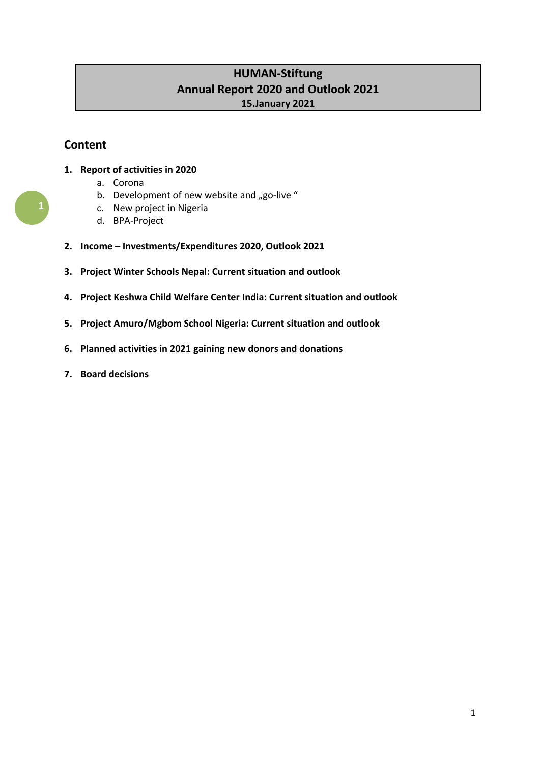# HUMAN-Stiftung
## Annual Report 2020 and Outlook 2021
**15.January 2021**

## Content

1. **Report of activities in 2020**
   a. Corona
   b. Development of new website and „go-live "
   c. New project in Nigeria
   d. BPA-Project
2. **Income – Investments/Expenditures 2020, Outlook 2021**
3. **Project Winter Schools Nepal: Current situation and outlook**
4. **Project Keshwa Child Welfare Center India: Current situation and outlook**
5. **Project Amuro/Mgbom School Nigeria: Current situation and outlook**
6. **Planned activities in 2021 gaining new donors and donations**
7. **Board decisions**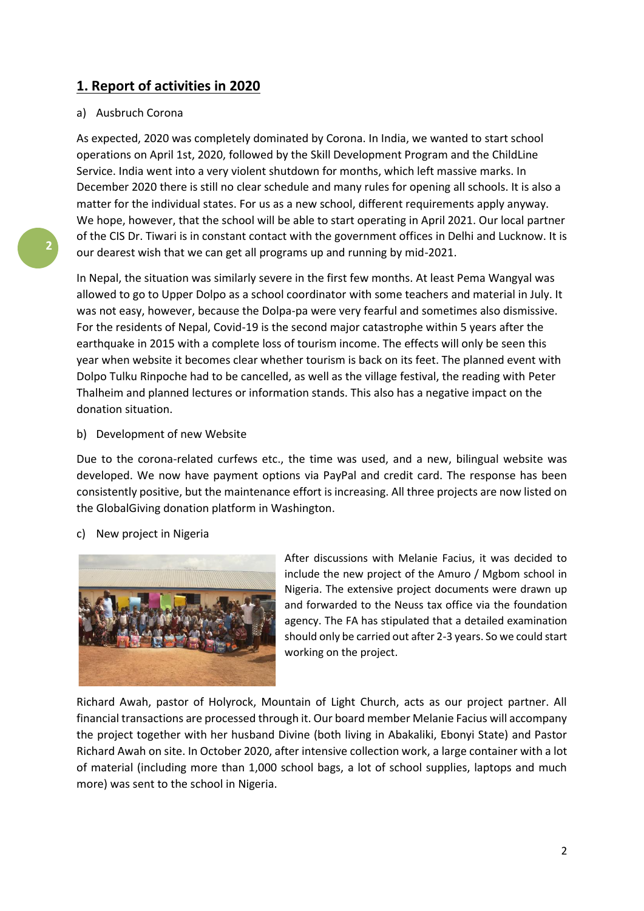## 1. Report of activities in 2020

a) Ausbruch Corona

As expected, 2020 was completely dominated by Corona. In India, we wanted to start school operations on April 1st, 2020, followed by the Skill Development Program and the ChildLine Service. India went into a very violent shutdown for months, which left massive marks. In December 2020 there is still no clear schedule and many rules for opening all schools. It is also a matter for the individual states. For us as a new school, different requirements apply anyway. We hope, however, that the school will be able to start operating in April 2021. Our local partner of the CIS Dr. Tiwari is in constant contact with the government offices in Delhi and Lucknow. It is our dearest wish that we can get all programs up and running by mid-2021.

In Nepal, the situation was similarly severe in the first few months. At least Pema Wangyal was allowed to go to Upper Dolpo as a school coordinator with some teachers and material in July. It was not easy, however, because the Dolpa-pa were very fearful and sometimes also dismissive. For the residents of Nepal, Covid-19 is the second major catastrophe within 5 years after the earthquake in 2015 with a complete loss of tourism income. The effects will only be seen this year when website it becomes clear whether tourism is back on its feet. The planned event with Dolpo Tulku Rinpoche had to be cancelled, as well as the village festival, the reading with Peter Thalheim and planned lectures or information stands. This also has a negative impact on the donation situation.

b) Development of new Website

Due to the corona-related curfews etc., the time was used, and a new, bilingual website was developed. We now have payment options via PayPal and credit card. The response has been consistently positive, but the maintenance effort is increasing. All three projects are now listed on the GlobalGiving donation platform in Washington.

c) New project in Nigeria

After discussions with Melanie Facius, it was decided to include the new project of the Amuro / Mgbom school in Nigeria. The extensive project documents were drawn up and forwarded to the Neuss tax office via the foundation agency. The FA has stipulated that a detailed examination should only be carried out after 2-3 years. So we could start working on the project.

Richard Awah, pastor of Holyrock, Mountain of Light Church, acts as our project partner. All financial transactions are processed through it. Our board member Melanie Facius will accompany the project together with her husband Divine (both living in Abakaliki, Ebonyi State) and Pastor Richard Awah on site. In October 2020, after intensive collection work, a large container with a lot of material (including more than 1,000 school bags, a lot of school supplies, laptops and much more) was sent to the school in Nigeria.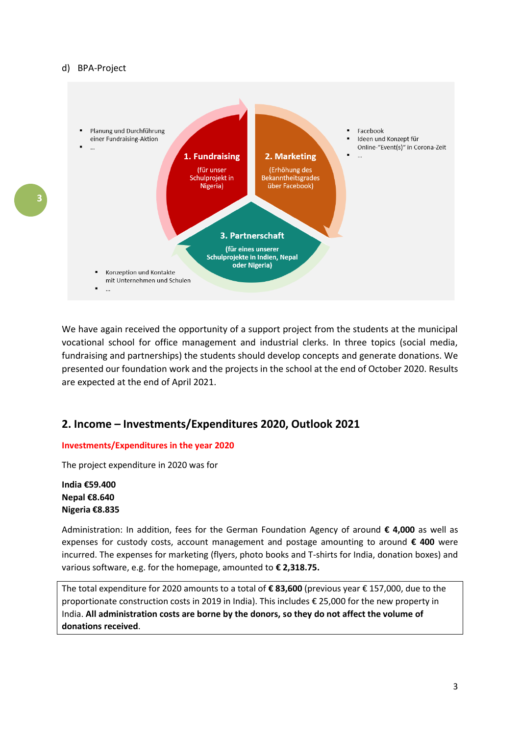d) BPA-Project

- Planung und Durchführung einer Fundraising-Aktion
- …

**1. Fundraising**
(für unser Schulprojekt in Nigeria)

**2. Marketing**
(Erhöhung des Bekanntheitsgrades über Facebook)

- Facebook
- Ideen und Konzept für Online-"Event(s)" in Corona-Zeit
- …

**3. Partnerschaft**
(für eines unserer Schulprojekte in Indien, Nepal oder Nigeria)

- Konzeption und Kontakte mit Unternehmen und Schulen
- …

We have again received the opportunity of a support project from the students at the municipal vocational school for office management and industrial clerks. In three topics (social media, fundraising and partnerships) the students should develop concepts and generate donations. We presented our foundation work and the projects in the school at the end of October 2020. Results are expected at the end of April 2021.

## 2. Income – Investments/Expenditures 2020, Outlook 2021

**Investments/Expenditures in the year 2020**

The project expenditure in 2020 was for

**India €59.400**
**Nepal €8.640**
**Nigeria €8.835**

Administration: In addition, fees for the German Foundation Agency of around **€ 4,000** as well as expenses for custody costs, account management and postage amounting to around **€ 400** were incurred. The expenses for marketing (flyers, photo books and T-shirts for India, donation boxes) and various software, e.g. for the homepage, amounted to **€ 2,318.75.**

The total expenditure for 2020 amounts to a total of **€ 83,600** (previous year € 157,000, due to the proportionate construction costs in 2019 in India). This includes € 25,000 for the new property in India. **All administration costs are borne by the donors, so they do not affect the volume of donations received**.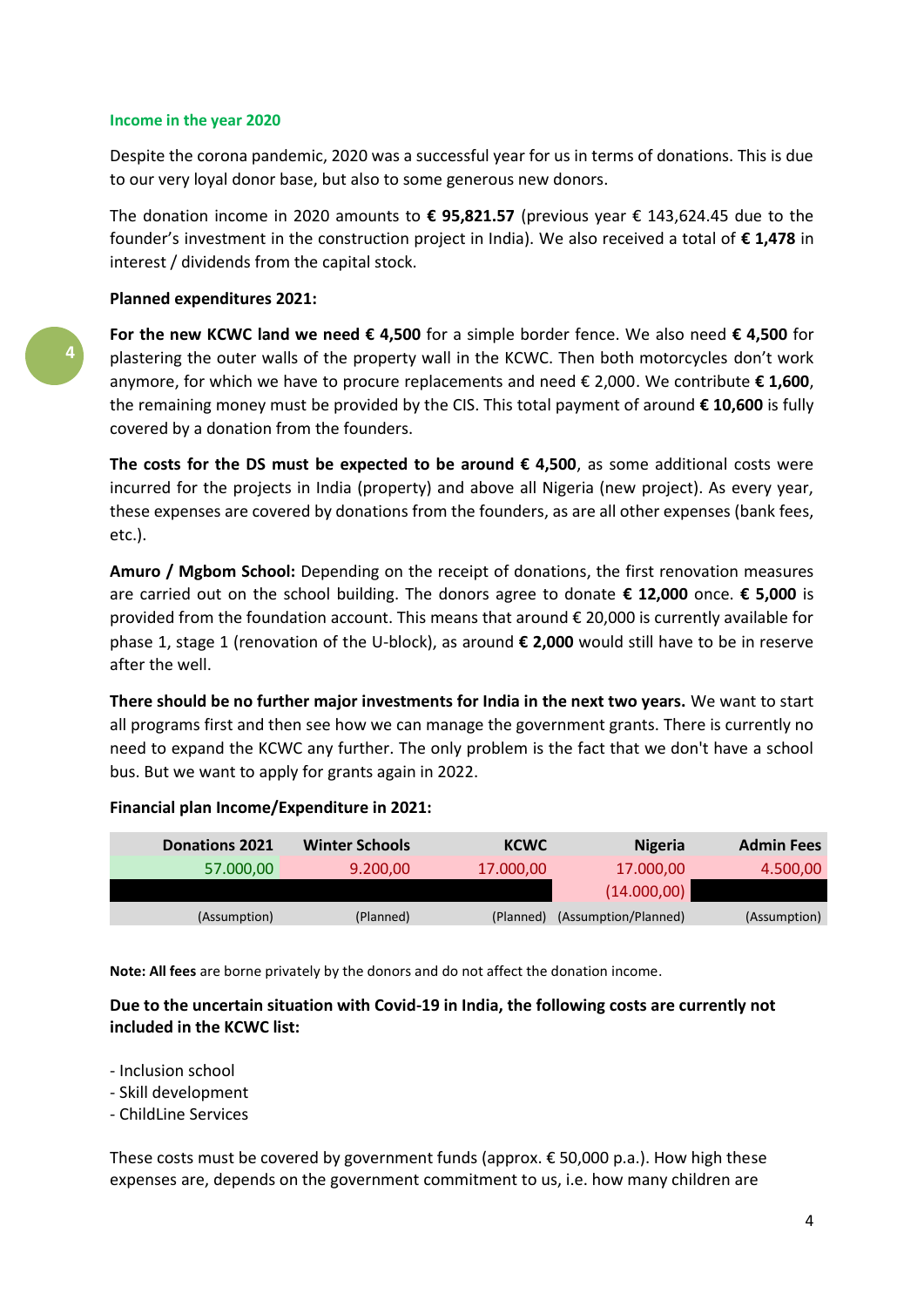### Income in the year 2020

Despite the corona pandemic, 2020 was a successful year for us in terms of donations. This is due to our very loyal donor base, but also to some generous new donors.

The donation income in 2020 amounts to **€ 95,821.57** (previous year € 143,624.45 due to the founder's investment in the construction project in India). We also received a total of **€ 1,478** in interest / dividends from the capital stock.

**Planned expenditures 2021:**

**For the new KCWC land we need € 4,500** for a simple border fence. We also need **€ 4,500** for plastering the outer walls of the property wall in the KCWC. Then both motorcycles don't work anymore, for which we have to procure replacements and need € 2,000. We contribute **€ 1,600**, the remaining money must be provided by the CIS. This total payment of around **€ 10,600** is fully covered by a donation from the founders.

**The costs for the DS must be expected to be around € 4,500**, as some additional costs were incurred for the projects in India (property) and above all Nigeria (new project). As every year, these expenses are covered by donations from the founders, as are all other expenses (bank fees, etc.).

**Amuro / Mgbom School:** Depending on the receipt of donations, the first renovation measures are carried out on the school building. The donors agree to donate **€ 12,000** once. **€ 5,000** is provided from the foundation account. This means that around € 20,000 is currently available for phase 1, stage 1 (renovation of the U-block), as around **€ 2,000** would still have to be in reserve after the well.

**There should be no further major investments for India in the next two years.** We want to start all programs first and then see how we can manage the government grants. There is currently no need to expand the KCWC any further. The only problem is the fact that we don't have a school bus. But we want to apply for grants again in 2022.

**Financial plan Income/Expenditure in 2021:**

| Donations 2021 | Winter Schools | KCWC | Nigeria | Admin Fees |
|---|---|---|---|---|
| 57.000,00 | 9.200,00 | 17.000,00 | 17.000,00 | 4.500,00 |
| | | | (14.000,00) | |
| (Assumption) | (Planned) | (Planned) | (Assumption/Planned) | (Assumption) |

**Note: All fees** are borne privately by the donors and do not affect the donation income.

**Due to the uncertain situation with Covid-19 in India, the following costs are currently not included in the KCWC list:**

- Inclusion school
- Skill development
- ChildLine Services

These costs must be covered by government funds (approx. € 50,000 p.a.). How high these expenses are, depends on the government commitment to us, i.e. how many children are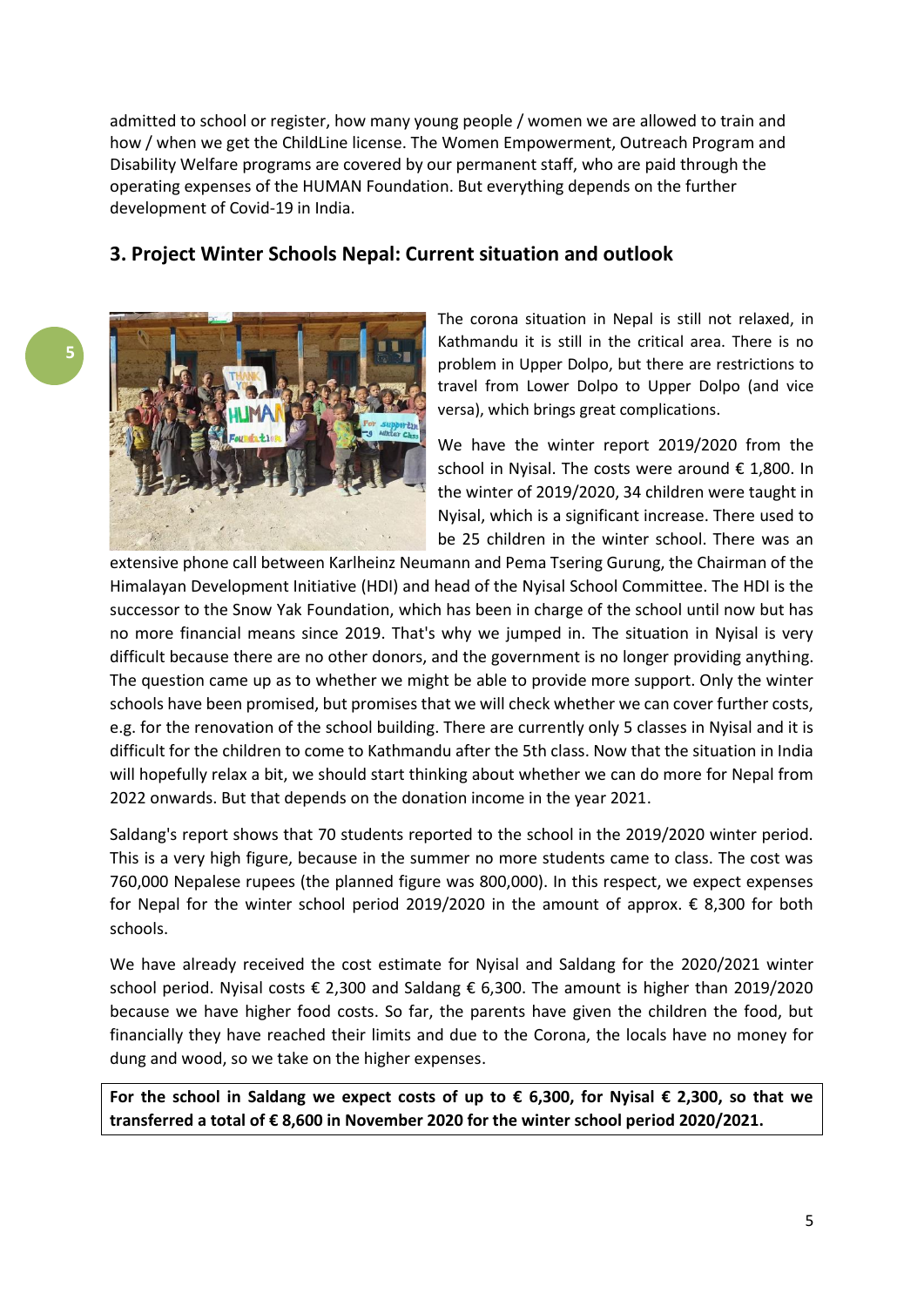admitted to school or register, how many young people / women we are allowed to train and how / when we get the ChildLine license. The Women Empowerment, Outreach Program and Disability Welfare programs are covered by our permanent staff, who are paid through the operating expenses of the HUMAN Foundation. But everything depends on the further development of Covid-19 in India.

## 3. Project Winter Schools Nepal: Current situation and outlook

The corona situation in Nepal is still not relaxed, in Kathmandu it is still in the critical area. There is no problem in Upper Dolpo, but there are restrictions to travel from Lower Dolpo to Upper Dolpo (and vice versa), which brings great complications.

We have the winter report 2019/2020 from the school in Nyisal. The costs were around € 1,800. In the winter of 2019/2020, 34 children were taught in Nyisal, which is a significant increase. There used to be 25 children in the winter school. There was an extensive phone call between Karlheinz Neumann and Pema Tsering Gurung, the Chairman of the Himalayan Development Initiative (HDI) and head of the Nyisal School Committee. The HDI is the successor to the Snow Yak Foundation, which has been in charge of the school until now but has no more financial means since 2019. That's why we jumped in. The situation in Nyisal is very difficult because there are no other donors, and the government is no longer providing anything. The question came up as to whether we might be able to provide more support. Only the winter schools have been promised, but promises that we will check whether we can cover further costs, e.g. for the renovation of the school building. There are currently only 5 classes in Nyisal and it is difficult for the children to come to Kathmandu after the 5th class. Now that the situation in India will hopefully relax a bit, we should start thinking about whether we can do more for Nepal from 2022 onwards. But that depends on the donation income in the year 2021.

Saldang's report shows that 70 students reported to the school in the 2019/2020 winter period. This is a very high figure, because in the summer no more students came to class. The cost was 760,000 Nepalese rupees (the planned figure was 800,000). In this respect, we expect expenses for Nepal for the winter school period 2019/2020 in the amount of approx. € 8,300 for both schools.

We have already received the cost estimate for Nyisal and Saldang for the 2020/2021 winter school period. Nyisal costs € 2,300 and Saldang € 6,300. The amount is higher than 2019/2020 because we have higher food costs. So far, the parents have given the children the food, but financially they have reached their limits and due to the Corona, the locals have no money for dung and wood, so we take on the higher expenses.

**For the school in Saldang we expect costs of up to € 6,300, for Nyisal € 2,300, so that we transferred a total of € 8,600 in November 2020 for the winter school period 2020/2021.**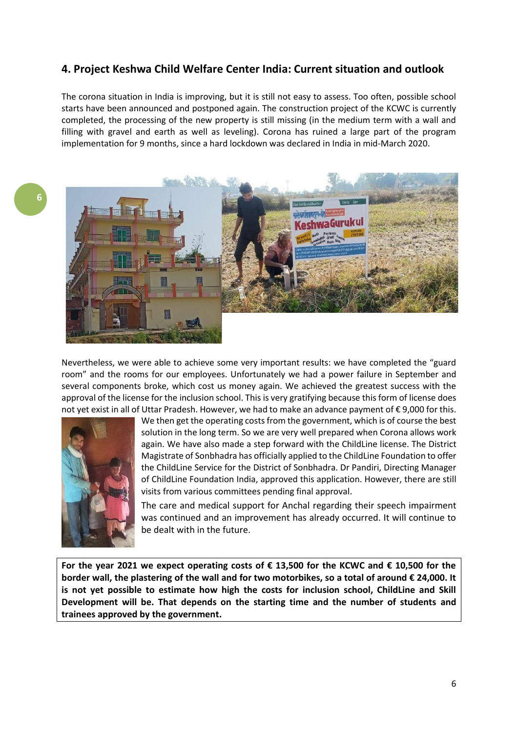## 4. Project Keshwa Child Welfare Center India: Current situation and outlook

The corona situation in India is improving, but it is still not easy to assess. Too often, possible school starts have been announced and postponed again. The construction project of the KCWC is currently completed, the processing of the new property is still missing (in the medium term with a wall and filling with gravel and earth as well as leveling). Corona has ruined a large part of the program implementation for 9 months, since a hard lockdown was declared in India in mid-March 2020.

Nevertheless, we were able to achieve some very important results: we have completed the "guard room" and the rooms for our employees. Unfortunately we had a power failure in September and several components broke, which cost us money again. We achieved the greatest success with the approval of the license for the inclusion school. This is very gratifying because this form of license does not yet exist in all of Uttar Pradesh. However, we had to make an advance payment of € 9,000 for this. We then get the operating costs from the government, which is of course the best solution in the long term. So we are very well prepared when Corona allows work again. We have also made a step forward with the ChildLine license. The District Magistrate of Sonbhadra has officially applied to the ChildLine Foundation to offer the ChildLine Service for the District of Sonbhadra. Dr Pandiri, Directing Manager of ChildLine Foundation India, approved this application. However, there are still visits from various committees pending final approval.

The care and medical support for Anchal regarding their speech impairment was continued and an improvement has already occurred. It will continue to be dealt with in the future.

**For the year 2021 we expect operating costs of € 13,500 for the KCWC and € 10,500 for the border wall, the plastering of the wall and for two motorbikes, so a total of around € 24,000. It is not yet possible to estimate how high the costs for inclusion school, ChildLine and Skill Development will be. That depends on the starting time and the number of students and trainees approved by the government.**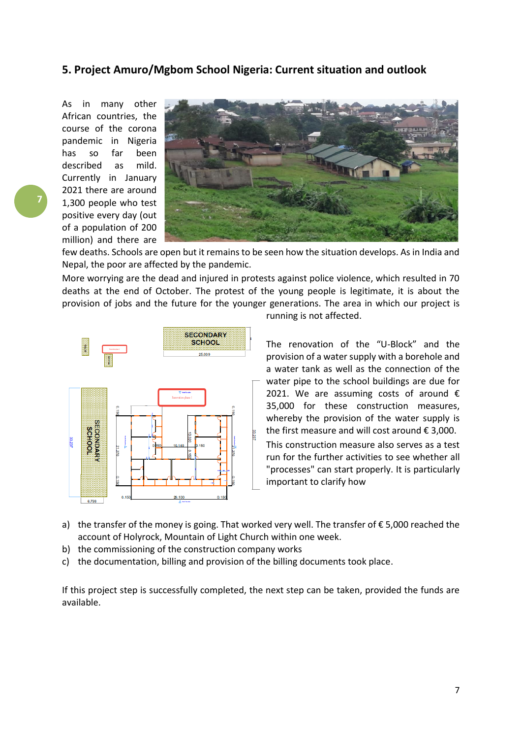## 5. Project Amuro/Mgbom School Nigeria: Current situation and outlook

As in many other African countries, the course of the corona pandemic in Nigeria has so far been described as mild. Currently in January 2021 there are around 1,300 people who test positive every day (out of a population of 200 million) and there are few deaths. Schools are open but it remains to be seen how the situation develops. As in India and Nepal, the poor are affected by the pandemic.

More worrying are the dead and injured in protests against police violence, which resulted in 70 deaths at the end of October. The protest of the young people is legitimate, it is about the provision of jobs and the future for the younger generations. The area in which our project is running is not affected.

The renovation of the "U-Block" and the provision of a water supply with a borehole and a water tank as well as the connection of the water pipe to the school buildings are due for 2021. We are assuming costs of around € 35,000 for these construction measures, whereby the provision of the water supply is the first measure and will cost around € 3,000.

This construction measure also serves as a test run for the further activities to see whether all "processes" can start properly. It is particularly important to clarify how

a) the transfer of the money is going. That worked very well. The transfer of € 5,000 reached the account of Holyrock, Mountain of Light Church within one week.
b) the commissioning of the construction company works
c) the documentation, billing and provision of the billing documents took place.

If this project step is successfully completed, the next step can be taken, provided the funds are available.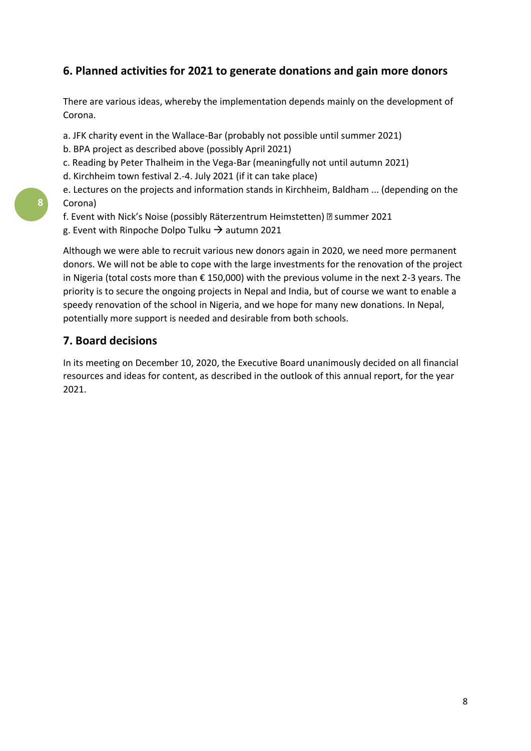## 6. Planned activities for 2021 to generate donations and gain more donors

There are various ideas, whereby the implementation depends mainly on the development of Corona.

a. JFK charity event in the Wallace-Bar (probably not possible until summer 2021)
b. BPA project as described above (possibly April 2021)
c. Reading by Peter Thalheim in the Vega-Bar (meaningfully not until autumn 2021)
d. Kirchheim town festival 2.-4. July 2021 (if it can take place)
e. Lectures on the projects and information stands in Kirchheim, Baldham ... (depending on the Corona)
f. Event with Nick's Noise (possibly Räterzentrum Heimstetten) → summer 2021
g. Event with Rinpoche Dolpo Tulku → autumn 2021

Although we were able to recruit various new donors again in 2020, we need more permanent donors. We will not be able to cope with the large investments for the renovation of the project in Nigeria (total costs more than € 150,000) with the previous volume in the next 2-3 years. The priority is to secure the ongoing projects in Nepal and India, but of course we want to enable a speedy renovation of the school in Nigeria, and we hope for many new donations. In Nepal, potentially more support is needed and desirable from both schools.

## 7. Board decisions

In its meeting on December 10, 2020, the Executive Board unanimously decided on all financial resources and ideas for content, as described in the outlook of this annual report, for the year 2021.